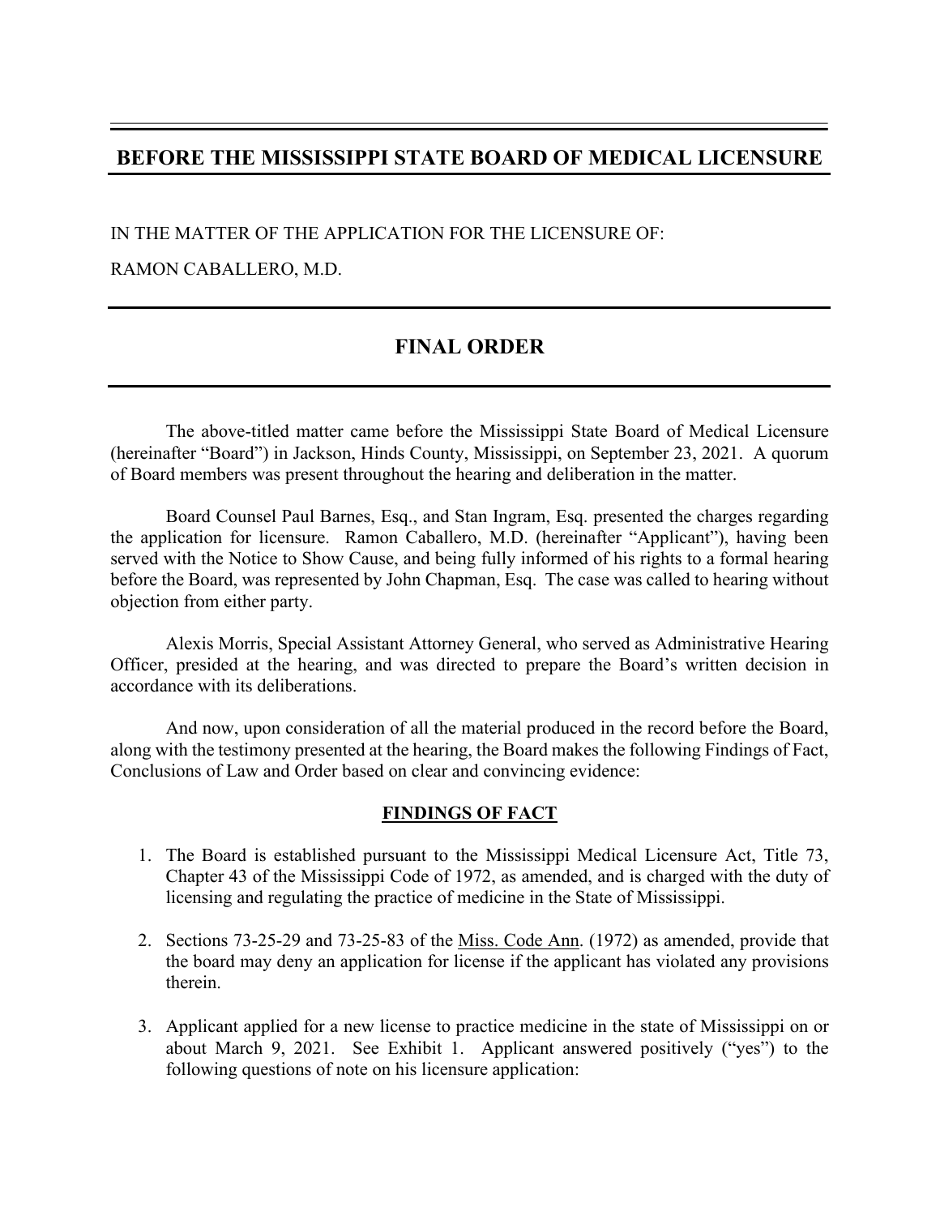# BEFORE THE MISSISSIPPI STATE BOARD OF MEDICAL LICENSURE

IN THE MATTER OF THE APPLICATION FOR THE LICENSURE OF:

RAMON CABALLERO, M.D.

## FINAL ORDER

The above-titled matter came before the Mississippi State Board of Medical Licensure (hereinafter "Board") in Jackson, Hinds County, Mississippi, on September 23, 2021. A quorum of Board members was present throughout the hearing and deliberation in the matter.

Board Counsel Paul Barnes, Esq., and Stan Ingram, Esq. presented the charges regarding the application for licensure. Ramon Caballero, M.D. (hereinafter "Applicant"), having been served with the Notice to Show Cause, and being fully informed of his rights to a formal hearing before the Board, was represented by John Chapman, Esq. The case was called to hearing without objection from either party.

Alexis Morris, Special Assistant Attorney General, who served as Administrative Hearing Officer, presided at the hearing, and was directed to prepare the Board's written decision in accordance with its deliberations.

And now, upon consideration of all the material produced in the record before the Board, along with the testimony presented at the hearing, the Board makes the following Findings of Fact, Conclusions of Law and Order based on clear and convincing evidence:

### FINDINGS OF FACT

1. The Board is established pursuant to the Mississippi Medical Licensure Act, Title 73, Chapter 43 of the Mississippi Code of 1972, as amended, and is charged with the duty of licensing and regulating the practice of medicine in the State of Mississippi.

2. Sections 73-25-29 and 73-25-83 of the Miss. Code Ann. (1972) as amended, provide that the board may deny an application for license if the applicant has violated any provisions therein.

3. Applicant applied for a new license to practice medicine in the state of Mississippi on or about March 9, 2021. See Exhibit 1. Applicant answered positively ("yes") to the following questions of note on his licensure application: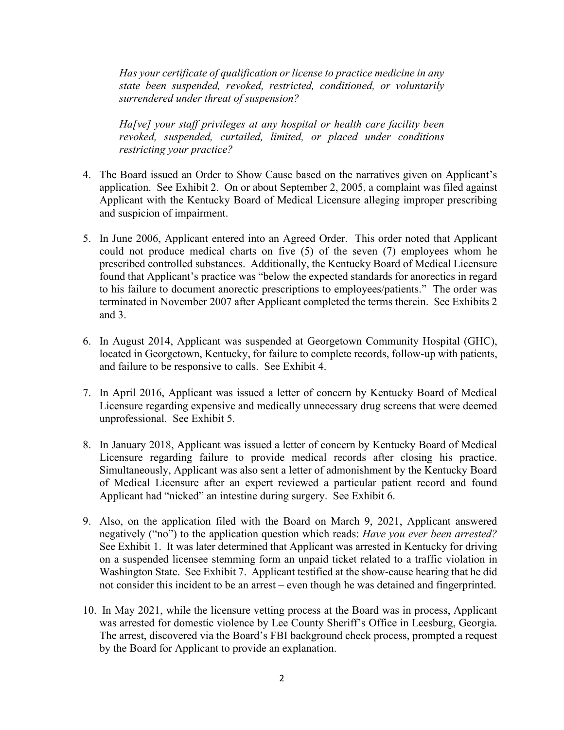> *Has your certificate of qualification or license to practice medicine in any state been suspended, revoked, restricted, conditioned, or voluntarily surrendered under threat of suspension?*
>
> *Ha[ve] your staff privileges at any hospital or health care facility been revoked, suspended, curtailed, limited, or placed under conditions restricting your practice?*

4. The Board issued an Order to Show Cause based on the narratives given on Applicant's application. See Exhibit 2. On or about September 2, 2005, a complaint was filed against Applicant with the Kentucky Board of Medical Licensure alleging improper prescribing and suspicion of impairment.

5. In June 2006, Applicant entered into an Agreed Order. This order noted that Applicant could not produce medical charts on five (5) of the seven (7) employees whom he prescribed controlled substances. Additionally, the Kentucky Board of Medical Licensure found that Applicant's practice was "below the expected standards for anorectics in regard to his failure to document anorectic prescriptions to employees/patients." The order was terminated in November 2007 after Applicant completed the terms therein. See Exhibits 2 and 3.

6. In August 2014, Applicant was suspended at Georgetown Community Hospital (GHC), located in Georgetown, Kentucky, for failure to complete records, follow-up with patients, and failure to be responsive to calls. See Exhibit 4.

7. In April 2016, Applicant was issued a letter of concern by Kentucky Board of Medical Licensure regarding expensive and medically unnecessary drug screens that were deemed unprofessional. See Exhibit 5.

8. In January 2018, Applicant was issued a letter of concern by Kentucky Board of Medical Licensure regarding failure to provide medical records after closing his practice. Simultaneously, Applicant was also sent a letter of admonishment by the Kentucky Board of Medical Licensure after an expert reviewed a particular patient record and found Applicant had "nicked" an intestine during surgery. See Exhibit 6.

9. Also, on the application filed with the Board on March 9, 2021, Applicant answered negatively ("no") to the application question which reads: *Have you ever been arrested?* See Exhibit 1. It was later determined that Applicant was arrested in Kentucky for driving on a suspended licensee stemming form an unpaid ticket related to a traffic violation in Washington State. See Exhibit 7. Applicant testified at the show-cause hearing that he did not consider this incident to be an arrest – even though he was detained and fingerprinted.

10. In May 2021, while the licensure vetting process at the Board was in process, Applicant was arrested for domestic violence by Lee County Sheriff's Office in Leesburg, Georgia. The arrest, discovered via the Board's FBI background check process, prompted a request by the Board for Applicant to provide an explanation.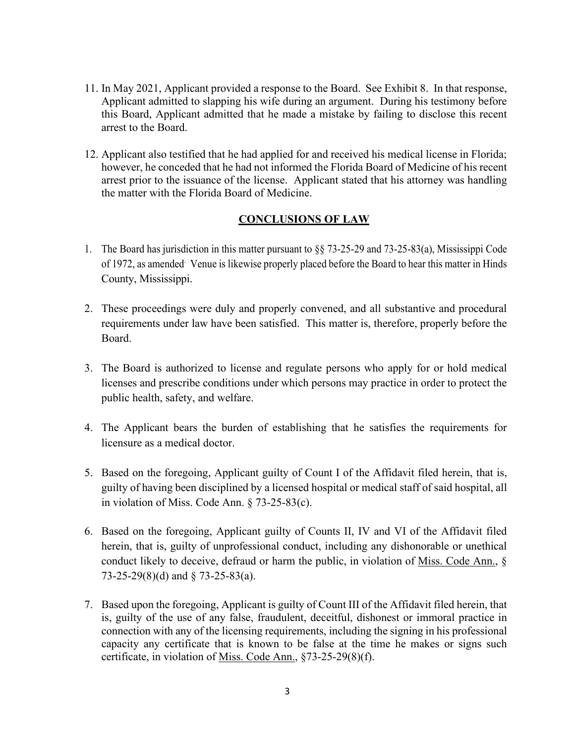11. In May 2021, Applicant provided a response to the Board. See Exhibit 8. In that response, Applicant admitted to slapping his wife during an argument. During his testimony before this Board, Applicant admitted that he made a mistake by failing to disclose this recent arrest to the Board.

12. Applicant also testified that he had applied for and received his medical license in Florida; however, he conceded that he had not informed the Florida Board of Medicine of his recent arrest prior to the issuance of the license. Applicant stated that his attorney was handling the matter with the Florida Board of Medicine.

## CONCLUSIONS OF LAW

1. The Board has jurisdiction in this matter pursuant to §§ 73-25-29 and 73-25-83(a), Mississippi Code of 1972, as amended. Venue is likewise properly placed before the Board to hear this matter in Hinds County, Mississippi.

2. These proceedings were duly and properly convened, and all substantive and procedural requirements under law have been satisfied. This matter is, therefore, properly before the Board.

3. The Board is authorized to license and regulate persons who apply for or hold medical licenses and prescribe conditions under which persons may practice in order to protect the public health, safety, and welfare.

4. The Applicant bears the burden of establishing that he satisfies the requirements for licensure as a medical doctor.

5. Based on the foregoing, Applicant guilty of Count I of the Affidavit filed herein, that is, guilty of having been disciplined by a licensed hospital or medical staff of said hospital, all in violation of Miss. Code Ann. § 73-25-83(c).

6. Based on the foregoing, Applicant guilty of Counts II, IV and VI of the Affidavit filed herein, that is, guilty of unprofessional conduct, including any dishonorable or unethical conduct likely to deceive, defraud or harm the public, in violation of Miss. Code Ann., § 73-25-29(8)(d) and § 73-25-83(a).

7. Based upon the foregoing, Applicant is guilty of Count III of the Affidavit filed herein, that is, guilty of the use of any false, fraudulent, deceitful, dishonest or immoral practice in connection with any of the licensing requirements, including the signing in his professional capacity any certificate that is known to be false at the time he makes or signs such certificate, in violation of Miss. Code Ann., §73-25-29(8)(f).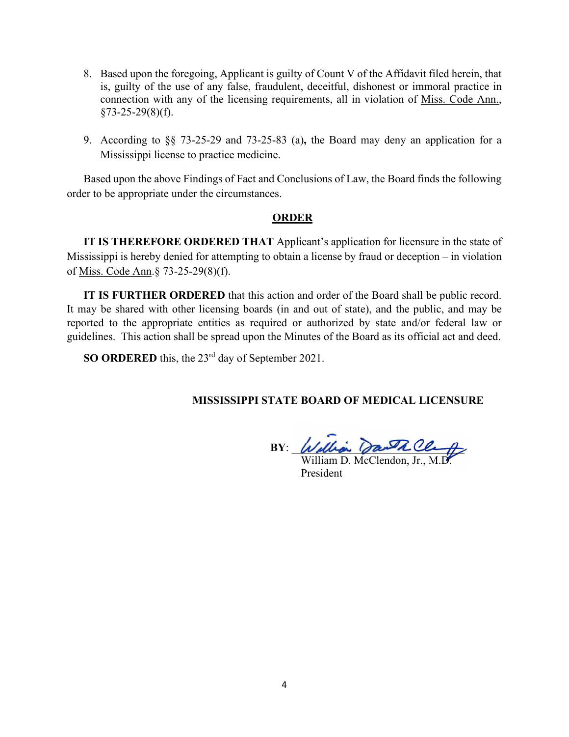8. Based upon the foregoing, Applicant is guilty of Count V of the Affidavit filed herein, that is, guilty of the use of any false, fraudulent, deceitful, dishonest or immoral practice in connection with any of the licensing requirements, all in violation of Miss. Code Ann., §73-25-29(8)(f).

9. According to §§ 73-25-29 and 73-25-83 (a)**,** the Board may deny an application for a Mississippi license to practice medicine.

Based upon the above Findings of Fact and Conclusions of Law, the Board finds the following order to be appropriate under the circumstances.

## ORDER

**IT IS THEREFORE ORDERED THAT** Applicant's application for licensure in the state of Mississippi is hereby denied for attempting to obtain a license by fraud or deception – in violation of Miss. Code Ann.§ 73-25-29(8)(f).

**IT IS FURTHER ORDERED** that this action and order of the Board shall be public record. It may be shared with other licensing boards (in and out of state), and the public, and may be reported to the appropriate entities as required or authorized by state and/or federal law or guidelines. This action shall be spread upon the Minutes of the Board as its official act and deed.

**SO ORDERED** this, the 23rd day of September 2021.

**MISSISSIPPI STATE BOARD OF MEDICAL LICENSURE**

**BY**: ______________________________
William D. McClendon, Jr., M.D.
President